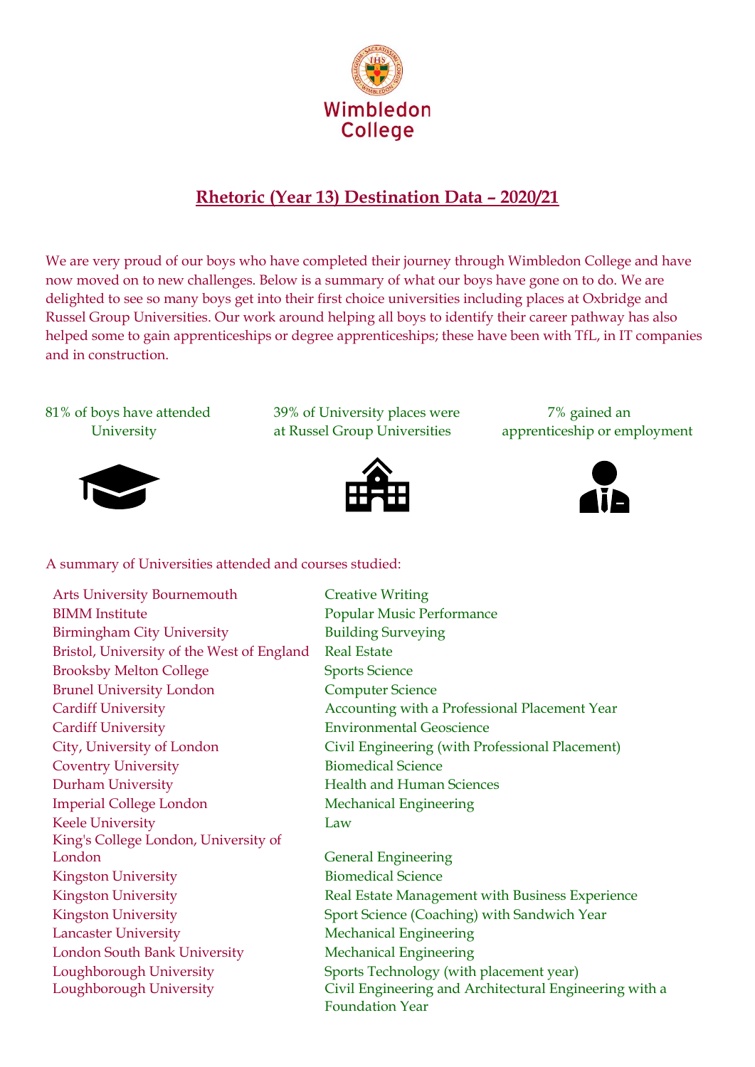# Wimbledon College

## Rhetoric (Year 13) Destination Data – 2020/21

We are very proud of our boys who have completed their journey through Wimbledon College and have now moved on to new challenges. Below is a summary of what our boys have gone on to do. We are delighted to see so many boys get into their first choice universities including places at Oxbridge and Russel Group Universities. Our work around helping all boys to identify their career pathway has also helped some to gain apprenticeships or degree apprenticeships; these have been with TfL, in IT companies and in construction.

81% of boys have attended University

39% of University places were at Russel Group Universities

7% gained an apprenticeship or employment

A summary of Universities attended and courses studied:

| University | Course |
|---|---|
| Arts University Bournemouth | Creative Writing |
| BIMM Institute | Popular Music Performance |
| Birmingham City University | Building Surveying |
| Bristol, University of the West of England | Real Estate |
| Brooksby Melton College | Sports Science |
| Brunel University London | Computer Science |
| Cardiff University | Accounting with a Professional Placement Year |
| Cardiff University | Environmental Geoscience |
| City, University of London | Civil Engineering (with Professional Placement) |
| Coventry University | Biomedical Science |
| Durham University | Health and Human Sciences |
| Imperial College London | Mechanical Engineering |
| Keele University | Law |
| King's College London, University of London | General Engineering |
| Kingston University | Biomedical Science |
| Kingston University | Real Estate Management with Business Experience |
| Kingston University | Sport Science (Coaching) with Sandwich Year |
| Lancaster University | Mechanical Engineering |
| London South Bank University | Mechanical Engineering |
| Loughborough University | Sports Technology (with placement year) |
| Loughborough University | Civil Engineering and Architectural Engineering with a Foundation Year |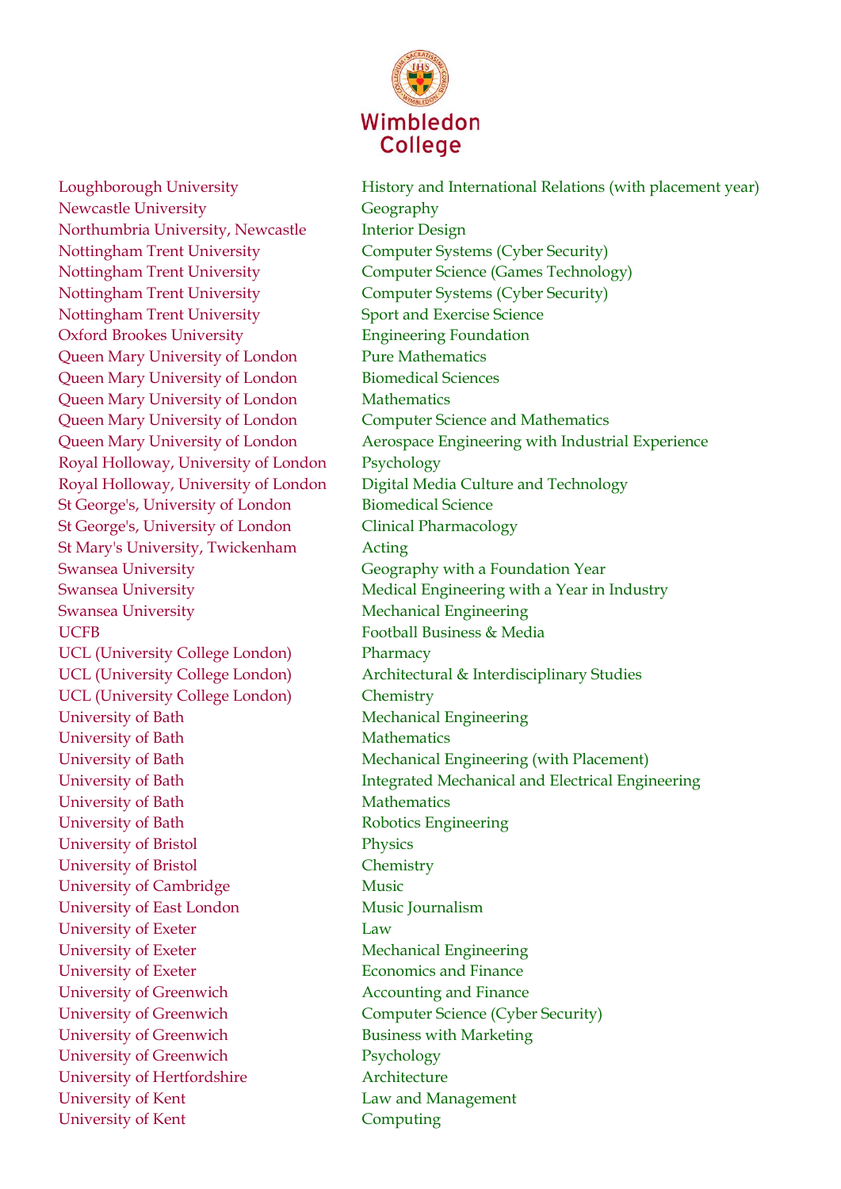| University | Course |
|---|---|
| Loughborough University | History and International Relations (with placement year) |
| Newcastle University | Geography |
| Northumbria University, Newcastle | Interior Design |
| Nottingham Trent University | Computer Systems (Cyber Security) |
| Nottingham Trent University | Computer Science (Games Technology) |
| Nottingham Trent University | Computer Systems (Cyber Security) |
| Nottingham Trent University | Sport and Exercise Science |
| Oxford Brookes University | Engineering Foundation |
| Queen Mary University of London | Pure Mathematics |
| Queen Mary University of London | Biomedical Sciences |
| Queen Mary University of London | Mathematics |
| Queen Mary University of London | Computer Science and Mathematics |
| Queen Mary University of London | Aerospace Engineering with Industrial Experience |
| Royal Holloway, University of London | Psychology |
| Royal Holloway, University of London | Digital Media Culture and Technology |
| St George's, University of London | Biomedical Science |
| St George's, University of London | Clinical Pharmacology |
| St Mary's University, Twickenham | Acting |
| Swansea University | Geography with a Foundation Year |
| Swansea University | Medical Engineering with a Year in Industry |
| Swansea University | Mechanical Engineering |
| UCFB | Football Business & Media |
| UCL (University College London) | Pharmacy |
| UCL (University College London) | Architectural & Interdisciplinary Studies |
| UCL (University College London) | Chemistry |
| University of Bath | Mechanical Engineering |
| University of Bath | Mathematics |
| University of Bath | Mechanical Engineering (with Placement) |
| University of Bath | Integrated Mechanical and Electrical Engineering |
| University of Bath | Mathematics |
| University of Bath | Robotics Engineering |
| University of Bristol | Physics |
| University of Bristol | Chemistry |
| University of Cambridge | Music |
| University of East London | Music Journalism |
| University of Exeter | Law |
| University of Exeter | Mechanical Engineering |
| University of Exeter | Economics and Finance |
| University of Greenwich | Accounting and Finance |
| University of Greenwich | Computer Science (Cyber Security) |
| University of Greenwich | Business with Marketing |
| University of Greenwich | Psychology |
| University of Hertfordshire | Architecture |
| University of Kent | Law and Management |
| University of Kent | Computing |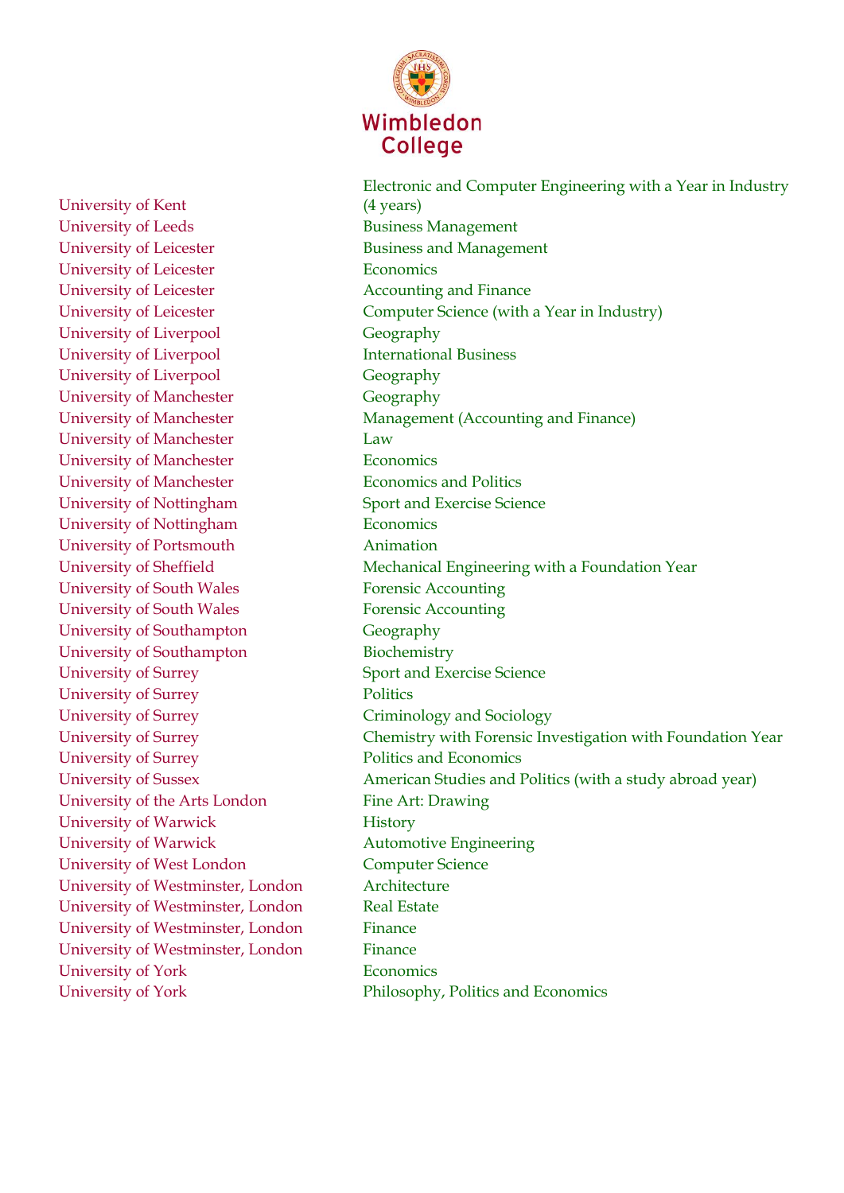| | |
|---|---|
| University of Kent | Electronic and Computer Engineering with a Year in Industry (4 years) |
| University of Leeds | Business Management |
| University of Leicester | Business and Management |
| University of Leicester | Economics |
| University of Leicester | Accounting and Finance |
| University of Leicester | Computer Science (with a Year in Industry) |
| University of Liverpool | Geography |
| University of Liverpool | International Business |
| University of Liverpool | Geography |
| University of Manchester | Geography |
| University of Manchester | Management (Accounting and Finance) |
| University of Manchester | Law |
| University of Manchester | Economics |
| University of Manchester | Economics and Politics |
| University of Nottingham | Sport and Exercise Science |
| University of Nottingham | Economics |
| University of Portsmouth | Animation |
| University of Sheffield | Mechanical Engineering with a Foundation Year |
| University of South Wales | Forensic Accounting |
| University of South Wales | Forensic Accounting |
| University of Southampton | Geography |
| University of Southampton | Biochemistry |
| University of Surrey | Sport and Exercise Science |
| University of Surrey | Politics |
| University of Surrey | Criminology and Sociology |
| University of Surrey | Chemistry with Forensic Investigation with Foundation Year |
| University of Surrey | Politics and Economics |
| University of Sussex | American Studies and Politics (with a study abroad year) |
| University of the Arts London | Fine Art: Drawing |
| University of Warwick | History |
| University of Warwick | Automotive Engineering |
| University of West London | Computer Science |
| University of Westminster, London | Architecture |
| University of Westminster, London | Real Estate |
| University of Westminster, London | Finance |
| University of Westminster, London | Finance |
| University of York | Economics |
| University of York | Philosophy, Politics and Economics |